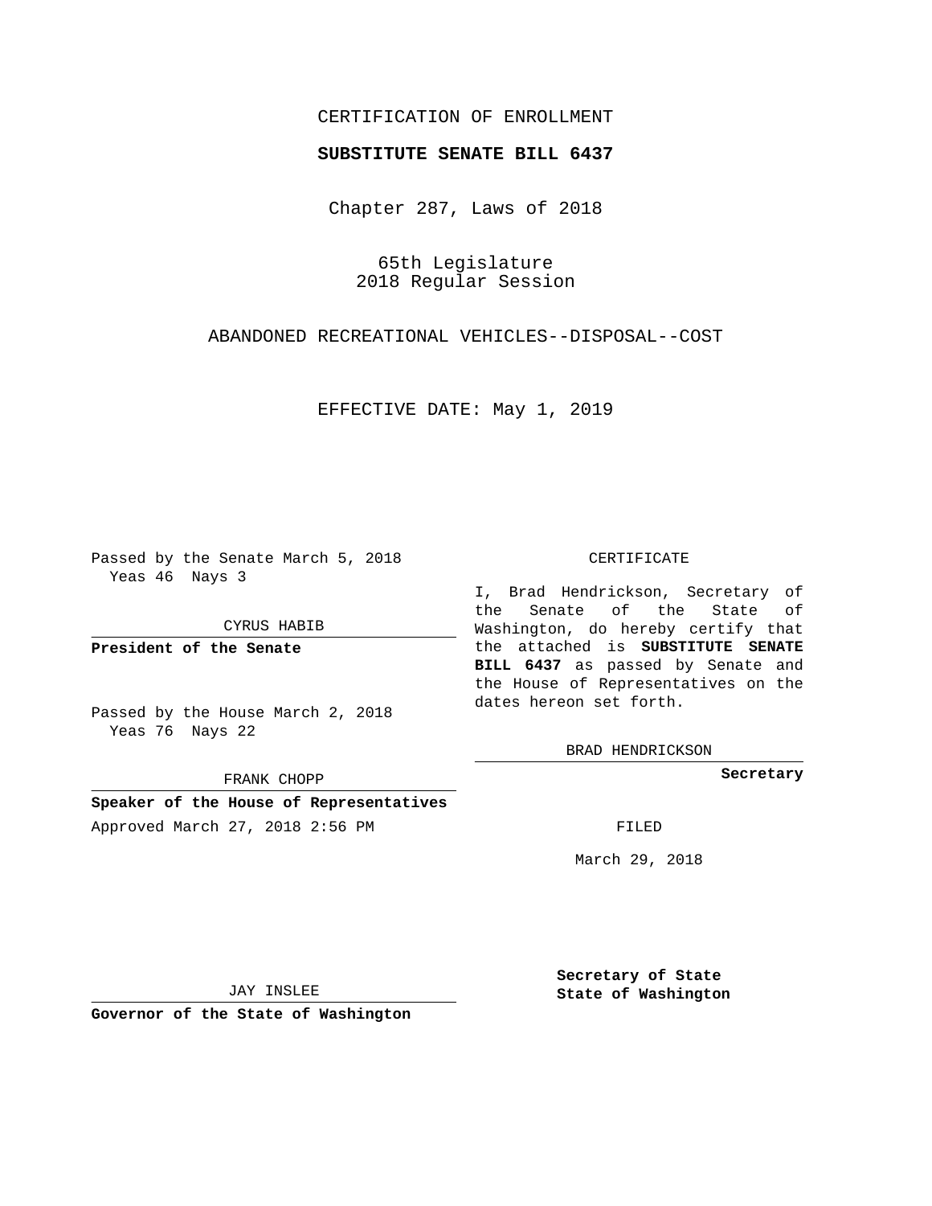CERTIFICATION OF ENROLLMENT

**SUBSTITUTE SENATE BILL 6437**

Chapter 287, Laws of 2018

65th Legislature
2018 Regular Session

ABANDONED RECREATIONAL VEHICLES--DISPOSAL--COST

EFFECTIVE DATE: May 1, 2019

Passed by the Senate March 5, 2018
Yeas 46 Nays 3

CYRUS HABIB

**President of the Senate**

Passed by the House March 2, 2018
Yeas 76 Nays 22

FRANK CHOPP

**Speaker of the House of Representatives**

Approved March 27, 2018 2:56 PM

JAY INSLEE

**Governor of the State of Washington**

CERTIFICATE

I, Brad Hendrickson, Secretary of the Senate of the State of Washington, do hereby certify that the attached is **SUBSTITUTE SENATE BILL 6437** as passed by Senate and the House of Representatives on the dates hereon set forth.

BRAD HENDRICKSON

**Secretary**

FILED

March 29, 2018

**Secretary of State**
**State of Washington**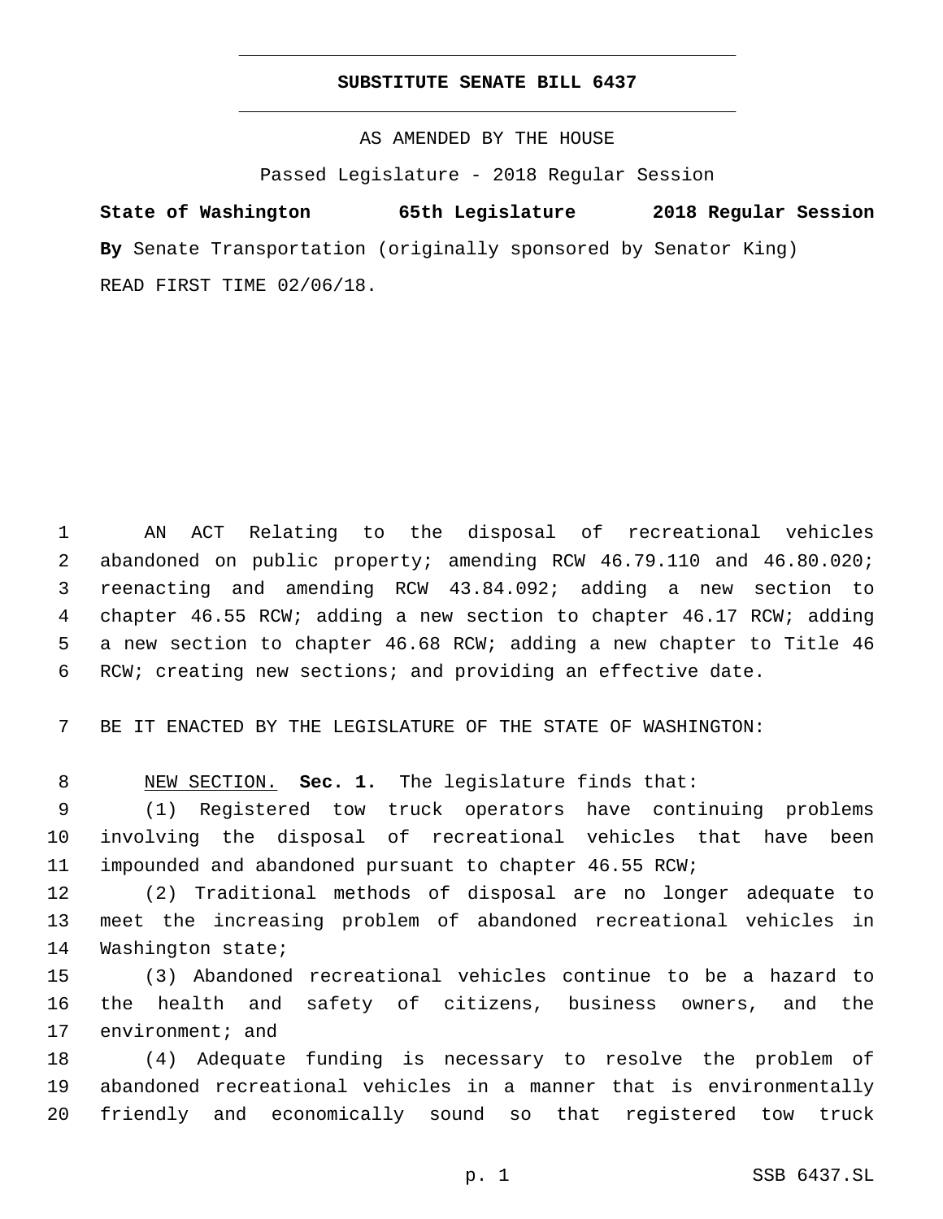# SUBSTITUTE SENATE BILL 6437

AS AMENDED BY THE HOUSE

Passed Legislature - 2018 Regular Session

**State of Washington 65th Legislature 2018 Regular Session**

**By** Senate Transportation (originally sponsored by Senator King)

READ FIRST TIME 02/06/18.

AN ACT Relating to the disposal of recreational vehicles abandoned on public property; amending RCW 46.79.110 and 46.80.020; reenacting and amending RCW 43.84.092; adding a new section to chapter 46.55 RCW; adding a new section to chapter 46.17 RCW; adding a new section to chapter 46.68 RCW; adding a new chapter to Title 46 RCW; creating new sections; and providing an effective date.

BE IT ENACTED BY THE LEGISLATURE OF THE STATE OF WASHINGTON:

NEW SECTION. **Sec. 1.** The legislature finds that:

(1) Registered tow truck operators have continuing problems involving the disposal of recreational vehicles that have been impounded and abandoned pursuant to chapter 46.55 RCW;

(2) Traditional methods of disposal are no longer adequate to meet the increasing problem of abandoned recreational vehicles in Washington state;

(3) Abandoned recreational vehicles continue to be a hazard to the health and safety of citizens, business owners, and the environment; and

(4) Adequate funding is necessary to resolve the problem of abandoned recreational vehicles in a manner that is environmentally friendly and economically sound so that registered tow truck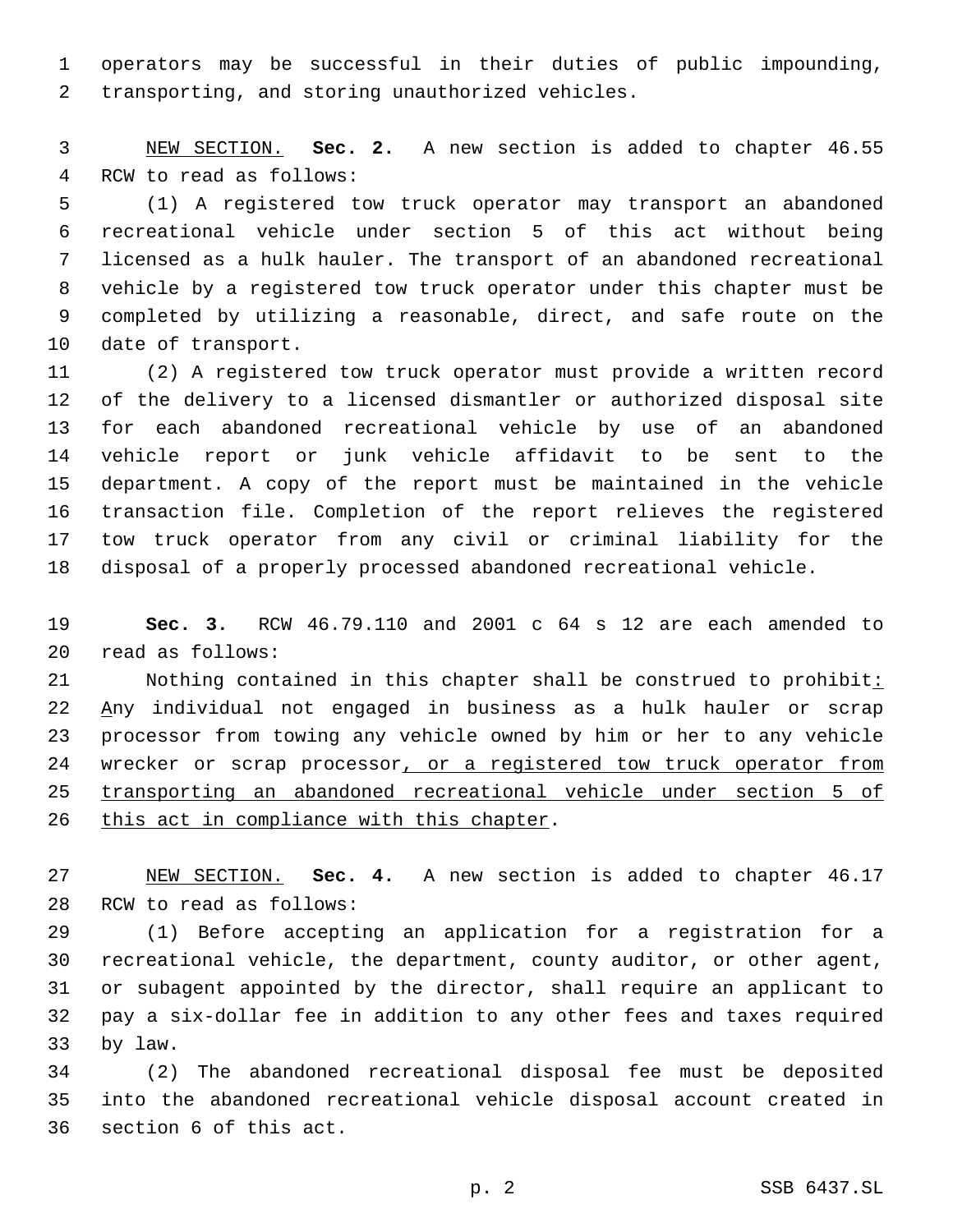operators may be successful in their duties of public impounding, transporting, and storing unauthorized vehicles.

NEW SECTION. **Sec. 2.** A new section is added to chapter 46.55 RCW to read as follows:

(1) A registered tow truck operator may transport an abandoned recreational vehicle under section 5 of this act without being licensed as a hulk hauler. The transport of an abandoned recreational vehicle by a registered tow truck operator under this chapter must be completed by utilizing a reasonable, direct, and safe route on the date of transport.

(2) A registered tow truck operator must provide a written record of the delivery to a licensed dismantler or authorized disposal site for each abandoned recreational vehicle by use of an abandoned vehicle report or junk vehicle affidavit to be sent to the department. A copy of the report must be maintained in the vehicle transaction file. Completion of the report relieves the registered tow truck operator from any civil or criminal liability for the disposal of a properly processed abandoned recreational vehicle.

**Sec. 3.** RCW 46.79.110 and 2001 c 64 s 12 are each amended to read as follows:

Nothing contained in this chapter shall be construed to prohibit: Any individual not engaged in business as a hulk hauler or scrap processor from towing any vehicle owned by him or her to any vehicle wrecker or scrap processor, or a registered tow truck operator from transporting an abandoned recreational vehicle under section 5 of this act in compliance with this chapter.

NEW SECTION. **Sec. 4.** A new section is added to chapter 46.17 RCW to read as follows:

(1) Before accepting an application for a registration for a recreational vehicle, the department, county auditor, or other agent, or subagent appointed by the director, shall require an applicant to pay a six-dollar fee in addition to any other fees and taxes required by law.

(2) The abandoned recreational disposal fee must be deposited into the abandoned recreational vehicle disposal account created in section 6 of this act.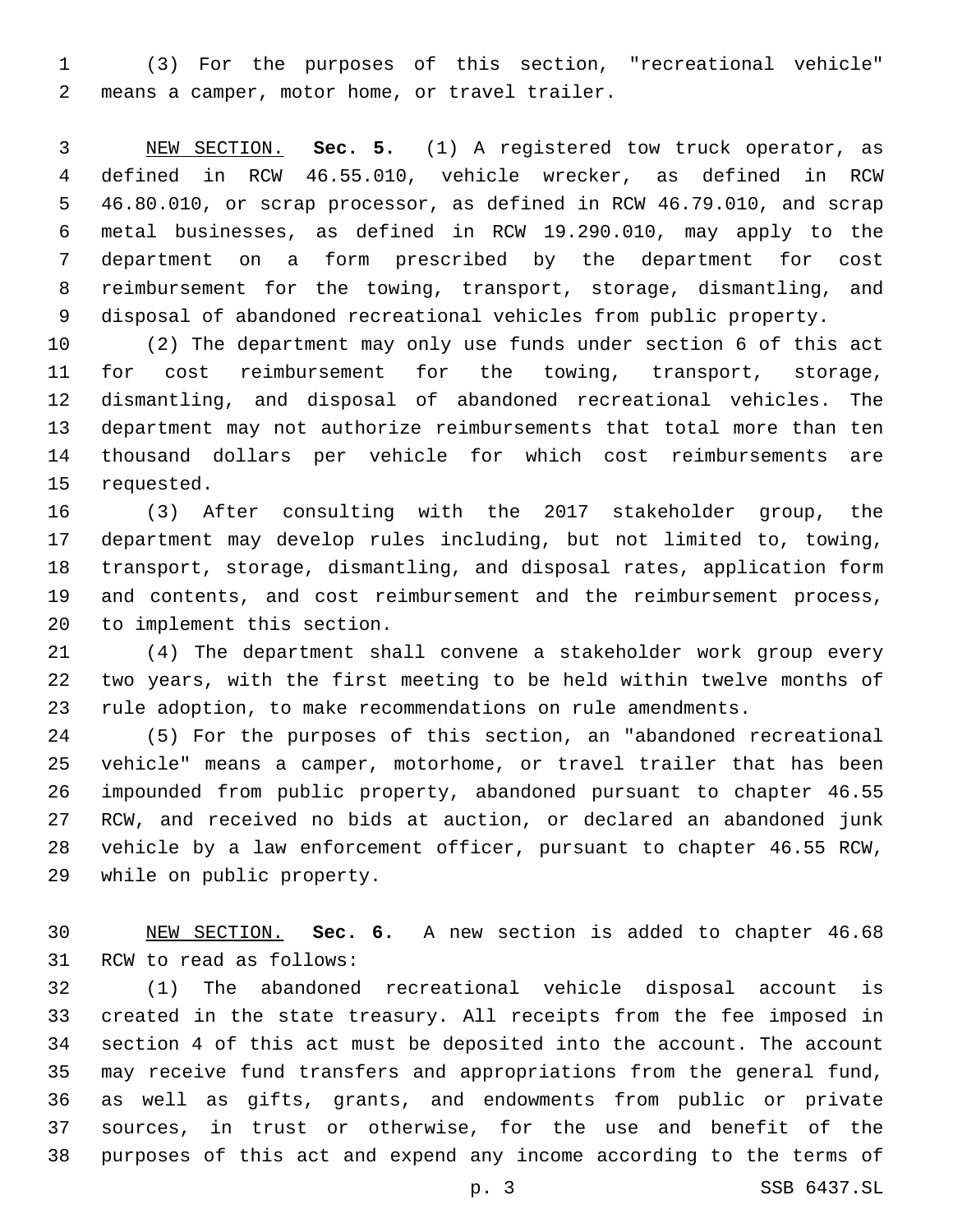(3) For the purposes of this section, "recreational vehicle" means a camper, motor home, or travel trailer.

NEW SECTION. **Sec. 5.** (1) A registered tow truck operator, as defined in RCW 46.55.010, vehicle wrecker, as defined in RCW 46.80.010, or scrap processor, as defined in RCW 46.79.010, and scrap metal businesses, as defined in RCW 19.290.010, may apply to the department on a form prescribed by the department for cost reimbursement for the towing, transport, storage, dismantling, and disposal of abandoned recreational vehicles from public property.

(2) The department may only use funds under section 6 of this act for cost reimbursement for the towing, transport, storage, dismantling, and disposal of abandoned recreational vehicles. The department may not authorize reimbursements that total more than ten thousand dollars per vehicle for which cost reimbursements are requested.

(3) After consulting with the 2017 stakeholder group, the department may develop rules including, but not limited to, towing, transport, storage, dismantling, and disposal rates, application form and contents, and cost reimbursement and the reimbursement process, to implement this section.

(4) The department shall convene a stakeholder work group every two years, with the first meeting to be held within twelve months of rule adoption, to make recommendations on rule amendments.

(5) For the purposes of this section, an "abandoned recreational vehicle" means a camper, motorhome, or travel trailer that has been impounded from public property, abandoned pursuant to chapter 46.55 RCW, and received no bids at auction, or declared an abandoned junk vehicle by a law enforcement officer, pursuant to chapter 46.55 RCW, while on public property.

NEW SECTION. **Sec. 6.** A new section is added to chapter 46.68 RCW to read as follows:

(1) The abandoned recreational vehicle disposal account is created in the state treasury. All receipts from the fee imposed in section 4 of this act must be deposited into the account. The account may receive fund transfers and appropriations from the general fund, as well as gifts, grants, and endowments from public or private sources, in trust or otherwise, for the use and benefit of the purposes of this act and expend any income according to the terms of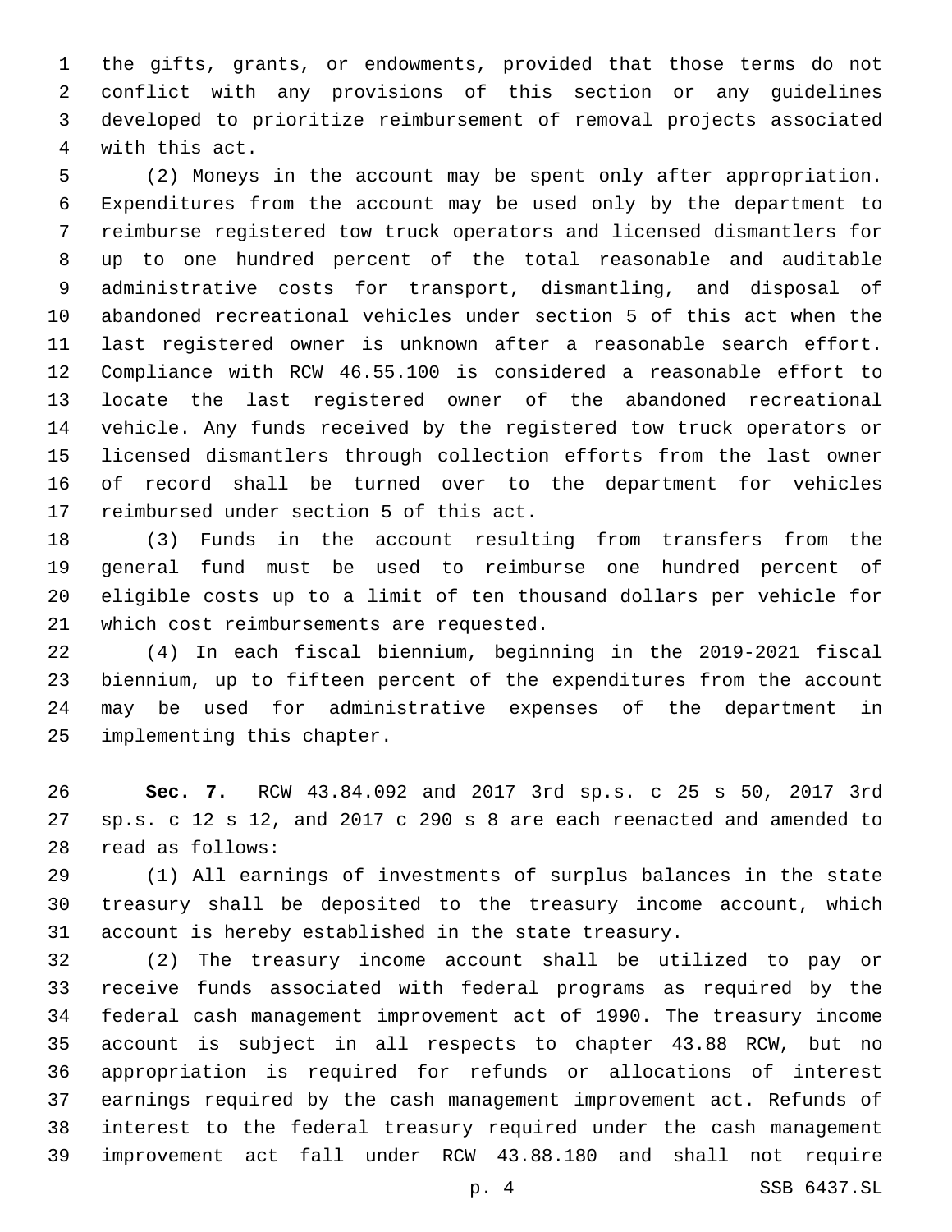the gifts, grants, or endowments, provided that those terms do not conflict with any provisions of this section or any guidelines developed to prioritize reimbursement of removal projects associated with this act.

(2) Moneys in the account may be spent only after appropriation. Expenditures from the account may be used only by the department to reimburse registered tow truck operators and licensed dismantlers for up to one hundred percent of the total reasonable and auditable administrative costs for transport, dismantling, and disposal of abandoned recreational vehicles under section 5 of this act when the last registered owner is unknown after a reasonable search effort. Compliance with RCW 46.55.100 is considered a reasonable effort to locate the last registered owner of the abandoned recreational vehicle. Any funds received by the registered tow truck operators or licensed dismantlers through collection efforts from the last owner of record shall be turned over to the department for vehicles reimbursed under section 5 of this act.

(3) Funds in the account resulting from transfers from the general fund must be used to reimburse one hundred percent of eligible costs up to a limit of ten thousand dollars per vehicle for which cost reimbursements are requested.

(4) In each fiscal biennium, beginning in the 2019-2021 fiscal biennium, up to fifteen percent of the expenditures from the account may be used for administrative expenses of the department in implementing this chapter.

**Sec. 7.** RCW 43.84.092 and 2017 3rd sp.s. c 25 s 50, 2017 3rd sp.s. c 12 s 12, and 2017 c 290 s 8 are each reenacted and amended to read as follows:

(1) All earnings of investments of surplus balances in the state treasury shall be deposited to the treasury income account, which account is hereby established in the state treasury.

(2) The treasury income account shall be utilized to pay or receive funds associated with federal programs as required by the federal cash management improvement act of 1990. The treasury income account is subject in all respects to chapter 43.88 RCW, but no appropriation is required for refunds or allocations of interest earnings required by the cash management improvement act. Refunds of interest to the federal treasury required under the cash management improvement act fall under RCW 43.88.180 and shall not require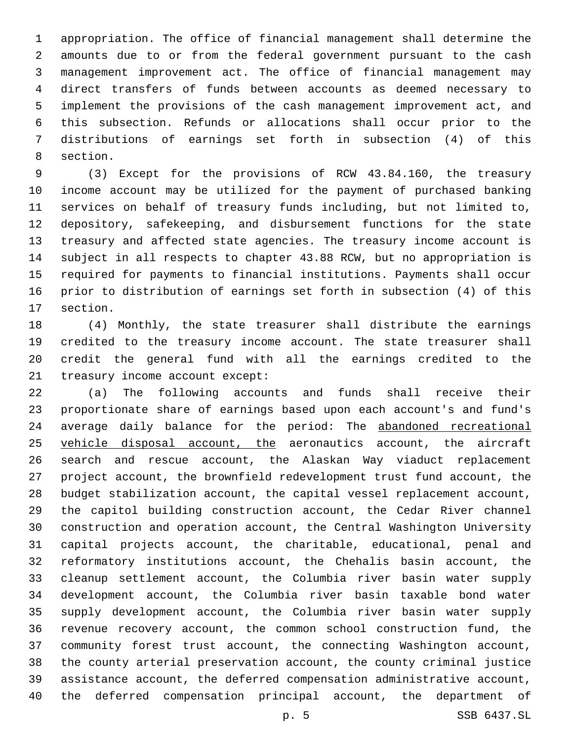appropriation. The office of financial management shall determine the amounts due to or from the federal government pursuant to the cash management improvement act. The office of financial management may direct transfers of funds between accounts as deemed necessary to implement the provisions of the cash management improvement act, and this subsection. Refunds or allocations shall occur prior to the distributions of earnings set forth in subsection (4) of this section.

(3) Except for the provisions of RCW 43.84.160, the treasury income account may be utilized for the payment of purchased banking services on behalf of treasury funds including, but not limited to, depository, safekeeping, and disbursement functions for the state treasury and affected state agencies. The treasury income account is subject in all respects to chapter 43.88 RCW, but no appropriation is required for payments to financial institutions. Payments shall occur prior to distribution of earnings set forth in subsection (4) of this section.

(4) Monthly, the state treasurer shall distribute the earnings credited to the treasury income account. The state treasurer shall credit the general fund with all the earnings credited to the treasury income account except:

(a) The following accounts and funds shall receive their proportionate share of earnings based upon each account's and fund's average daily balance for the period: The <u>abandoned recreational vehicle disposal account, the</u> aeronautics account, the aircraft search and rescue account, the Alaskan Way viaduct replacement project account, the brownfield redevelopment trust fund account, the budget stabilization account, the capital vessel replacement account, the capitol building construction account, the Cedar River channel construction and operation account, the Central Washington University capital projects account, the charitable, educational, penal and reformatory institutions account, the Chehalis basin account, the cleanup settlement account, the Columbia river basin water supply development account, the Columbia river basin taxable bond water supply development account, the Columbia river basin water supply revenue recovery account, the common school construction fund, the community forest trust account, the connecting Washington account, the county arterial preservation account, the county criminal justice assistance account, the deferred compensation administrative account, the deferred compensation principal account, the department of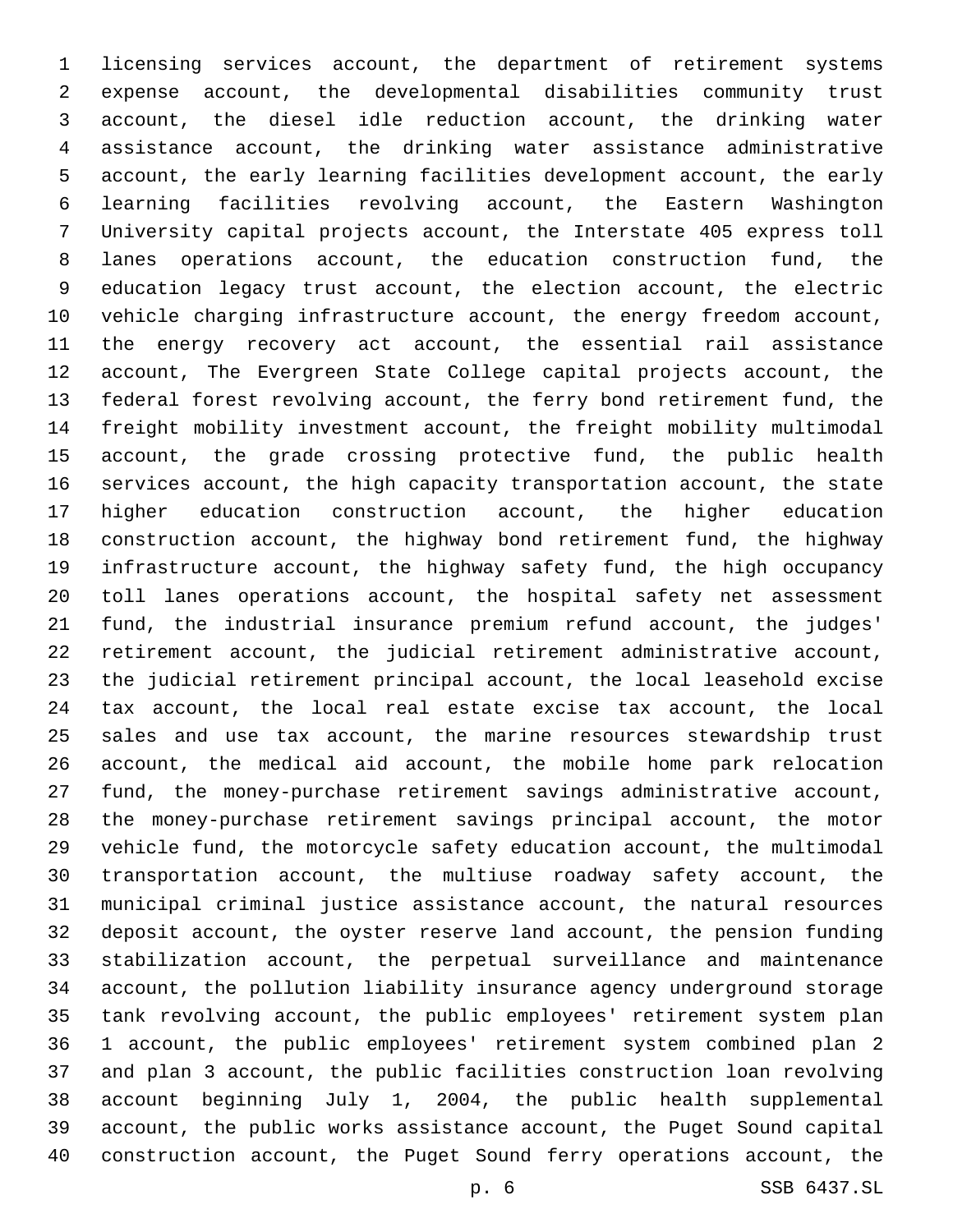licensing services account, the department of retirement systems expense account, the developmental disabilities community trust account, the diesel idle reduction account, the drinking water assistance account, the drinking water assistance administrative account, the early learning facilities development account, the early learning facilities revolving account, the Eastern Washington University capital projects account, the Interstate 405 express toll lanes operations account, the education construction fund, the education legacy trust account, the election account, the electric vehicle charging infrastructure account, the energy freedom account, the energy recovery act account, the essential rail assistance account, The Evergreen State College capital projects account, the federal forest revolving account, the ferry bond retirement fund, the freight mobility investment account, the freight mobility multimodal account, the grade crossing protective fund, the public health services account, the high capacity transportation account, the state higher education construction account, the higher education construction account, the highway bond retirement fund, the highway infrastructure account, the highway safety fund, the high occupancy toll lanes operations account, the hospital safety net assessment fund, the industrial insurance premium refund account, the judges' retirement account, the judicial retirement administrative account, the judicial retirement principal account, the local leasehold excise tax account, the local real estate excise tax account, the local sales and use tax account, the marine resources stewardship trust account, the medical aid account, the mobile home park relocation fund, the money-purchase retirement savings administrative account, the money-purchase retirement savings principal account, the motor vehicle fund, the motorcycle safety education account, the multimodal transportation account, the multiuse roadway safety account, the municipal criminal justice assistance account, the natural resources deposit account, the oyster reserve land account, the pension funding stabilization account, the perpetual surveillance and maintenance account, the pollution liability insurance agency underground storage tank revolving account, the public employees' retirement system plan 1 account, the public employees' retirement system combined plan 2 and plan 3 account, the public facilities construction loan revolving account beginning July 1, 2004, the public health supplemental account, the public works assistance account, the Puget Sound capital construction account, the Puget Sound ferry operations account, the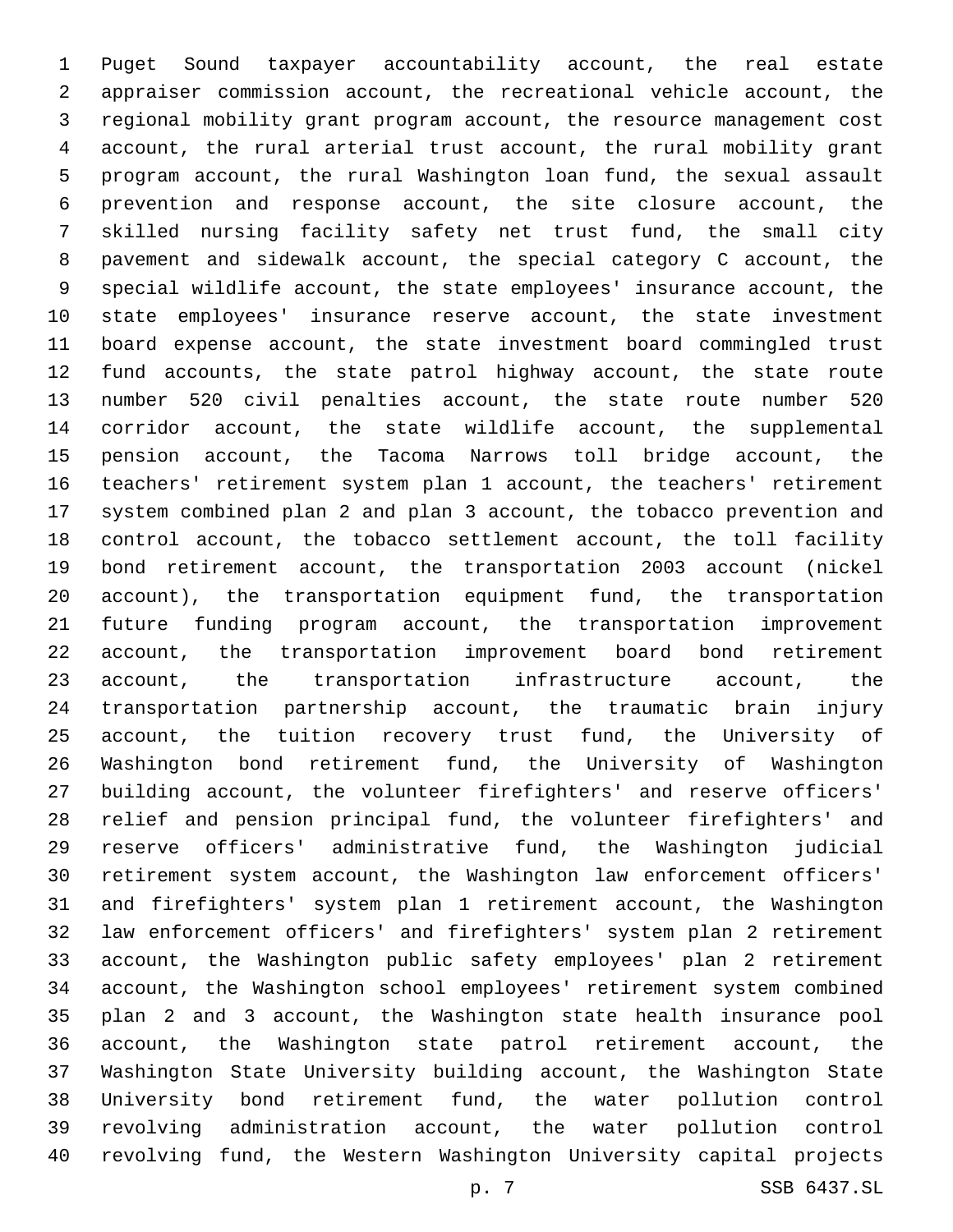Puget Sound taxpayer accountability account, the real estate appraiser commission account, the recreational vehicle account, the regional mobility grant program account, the resource management cost account, the rural arterial trust account, the rural mobility grant program account, the rural Washington loan fund, the sexual assault prevention and response account, the site closure account, the skilled nursing facility safety net trust fund, the small city pavement and sidewalk account, the special category C account, the special wildlife account, the state employees' insurance account, the state employees' insurance reserve account, the state investment board expense account, the state investment board commingled trust fund accounts, the state patrol highway account, the state route number 520 civil penalties account, the state route number 520 corridor account, the state wildlife account, the supplemental pension account, the Tacoma Narrows toll bridge account, the teachers' retirement system plan 1 account, the teachers' retirement system combined plan 2 and plan 3 account, the tobacco prevention and control account, the tobacco settlement account, the toll facility bond retirement account, the transportation 2003 account (nickel account), the transportation equipment fund, the transportation future funding program account, the transportation improvement account, the transportation improvement board bond retirement account, the transportation infrastructure account, the transportation partnership account, the traumatic brain injury account, the tuition recovery trust fund, the University of Washington bond retirement fund, the University of Washington building account, the volunteer firefighters' and reserve officers' relief and pension principal fund, the volunteer firefighters' and reserve officers' administrative fund, the Washington judicial retirement system account, the Washington law enforcement officers' and firefighters' system plan 1 retirement account, the Washington law enforcement officers' and firefighters' system plan 2 retirement account, the Washington public safety employees' plan 2 retirement account, the Washington school employees' retirement system combined plan 2 and 3 account, the Washington state health insurance pool account, the Washington state patrol retirement account, the Washington State University building account, the Washington State University bond retirement fund, the water pollution control revolving administration account, the water pollution control revolving fund, the Western Washington University capital projects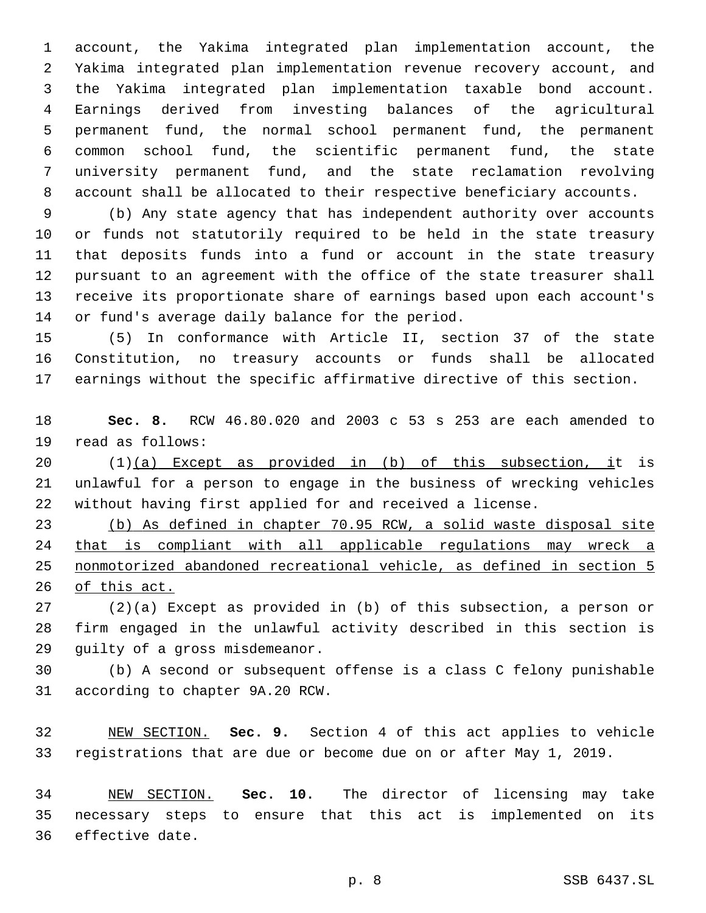account, the Yakima integrated plan implementation account, the Yakima integrated plan implementation revenue recovery account, and the Yakima integrated plan implementation taxable bond account. Earnings derived from investing balances of the agricultural permanent fund, the normal school permanent fund, the permanent common school fund, the scientific permanent fund, the state university permanent fund, and the state reclamation revolving account shall be allocated to their respective beneficiary accounts.

(b) Any state agency that has independent authority over accounts or funds not statutorily required to be held in the state treasury that deposits funds into a fund or account in the state treasury pursuant to an agreement with the office of the state treasurer shall receive its proportionate share of earnings based upon each account's or fund's average daily balance for the period.

(5) In conformance with Article II, section 37 of the state Constitution, no treasury accounts or funds shall be allocated earnings without the specific affirmative directive of this section.

**Sec. 8.** RCW 46.80.020 and 2003 c 53 s 253 are each amended to read as follows:

(1)<u>(a) Except as provided in (b) of this subsection, i</u>t is unlawful for a person to engage in the business of wrecking vehicles without having first applied for and received a license.

<u>(b) As defined in chapter 70.95 RCW, a solid waste disposal site that is compliant with all applicable regulations may wreck a nonmotorized abandoned recreational vehicle, as defined in section 5 of this act.</u>

(2)(a) Except as provided in (b) of this subsection, a person or firm engaged in the unlawful activity described in this section is guilty of a gross misdemeanor.

(b) A second or subsequent offense is a class C felony punishable according to chapter 9A.20 RCW.

<u>NEW SECTION.</u> **Sec. 9.** Section 4 of this act applies to vehicle registrations that are due or become due on or after May 1, 2019.

<u>NEW SECTION.</u> **Sec. 10.** The director of licensing may take necessary steps to ensure that this act is implemented on its effective date.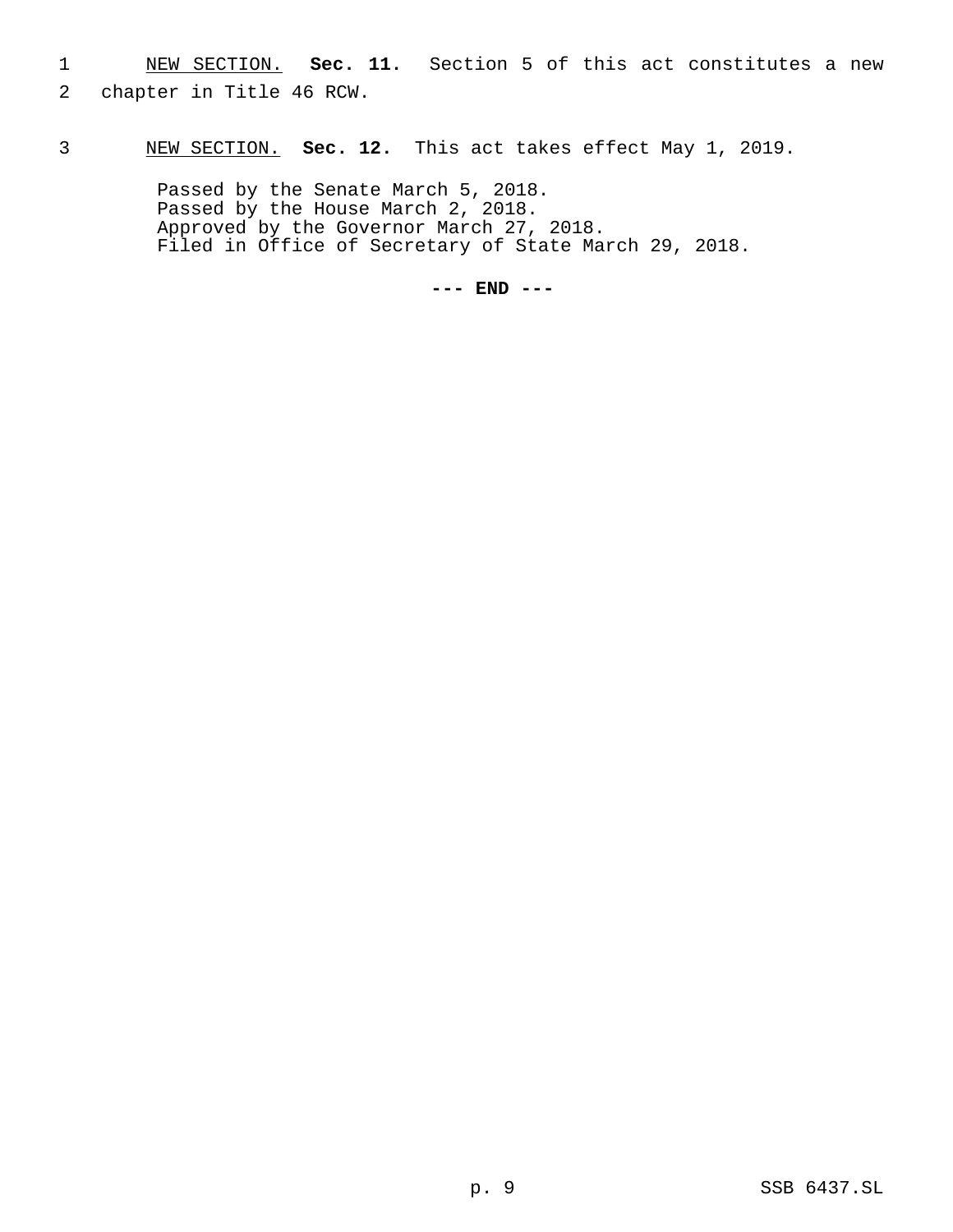NEW SECTION. **Sec. 11.** Section 5 of this act constitutes a new chapter in Title 46 RCW.

NEW SECTION. **Sec. 12.** This act takes effect May 1, 2019.

Passed by the Senate March 5, 2018.
Passed by the House March 2, 2018.
Approved by the Governor March 27, 2018.
Filed in Office of Secretary of State March 29, 2018.

**--- END ---**